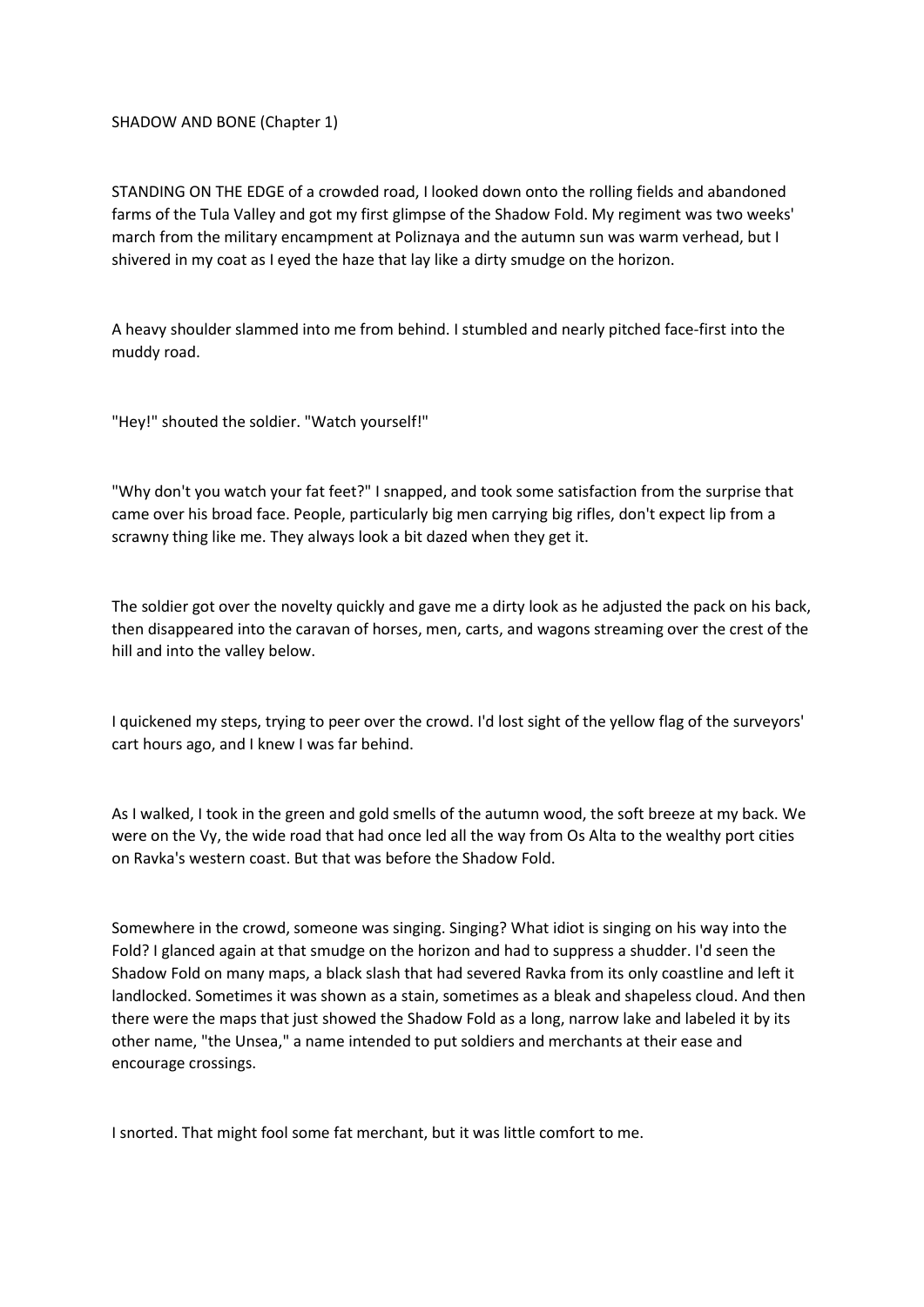SHADOW AND BONE (Chapter 1)

STANDING ON THE EDGE of a crowded road, I looked down onto the rolling fields and abandoned farms of the Tula Valley and got my first glimpse of the Shadow Fold. My regiment was two weeks' march from the military encampment at Poliznaya and the autumn sun was warm verhead, but I shivered in my coat as I eyed the haze that lay like a dirty smudge on the horizon.

A heavy shoulder slammed into me from behind. I stumbled and nearly pitched face-first into the muddy road.

"Hey!" shouted the soldier. "Watch yourself!"

"Why don't you watch your fat feet?" I snapped, and took some satisfaction from the surprise that came over his broad face. People, particularly big men carrying big rifles, don't expect lip from a scrawny thing like me. They always look a bit dazed when they get it.

The soldier got over the novelty quickly and gave me a dirty look as he adjusted the pack on his back, then disappeared into the caravan of horses, men, carts, and wagons streaming over the crest of the hill and into the valley below.

I quickened my steps, trying to peer over the crowd. I'd lost sight of the yellow flag of the surveyors' cart hours ago, and I knew I was far behind.

As I walked, I took in the green and gold smells of the autumn wood, the soft breeze at my back. We were on the Vy, the wide road that had once led all the way from Os Alta to the wealthy port cities on Ravka's western coast. But that was before the Shadow Fold.

Somewhere in the crowd, someone was singing. Singing? What idiot is singing on his way into the Fold? I glanced again at that smudge on the horizon and had to suppress a shudder. I'd seen the Shadow Fold on many maps, a black slash that had severed Ravka from its only coastline and left it landlocked. Sometimes it was shown as a stain, sometimes as a bleak and shapeless cloud. And then there were the maps that just showed the Shadow Fold as a long, narrow lake and labeled it by its other name, "the Unsea," a name intended to put soldiers and merchants at their ease and encourage crossings.

I snorted. That might fool some fat merchant, but it was little comfort to me.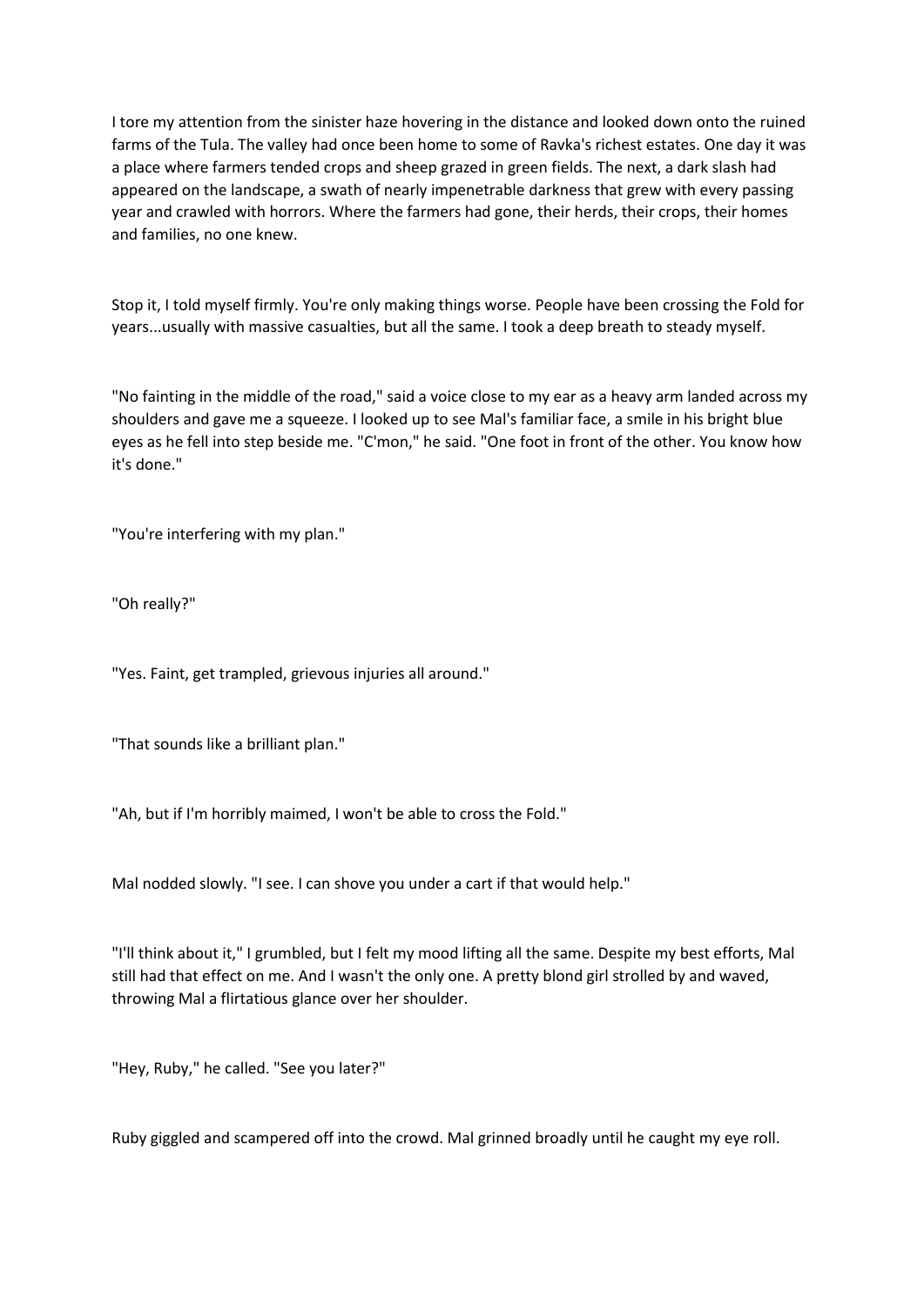I tore my attention from the sinister haze hovering in the distance and looked down onto the ruined farms of the Tula. The valley had once been home to some of Ravka's richest estates. One day it was a place where farmers tended crops and sheep grazed in green fields. The next, a dark slash had appeared on the landscape, a swath of nearly impenetrable darkness that grew with every passing year and crawled with horrors. Where the farmers had gone, their herds, their crops, their homes and families, no one knew.

Stop it, I told myself firmly. You're only making things worse. People have been crossing the Fold for years...usually with massive casualties, but all the same. I took a deep breath to steady myself.

"No fainting in the middle of the road," said a voice close to my ear as a heavy arm landed across my shoulders and gave me a squeeze. I looked up to see Mal's familiar face, a smile in his bright blue eyes as he fell into step beside me. "C'mon," he said. "One foot in front of the other. You know how it's done."

"You're interfering with my plan."

"Oh really?"

"Yes. Faint, get trampled, grievous injuries all around."

"That sounds like a brilliant plan."

"Ah, but if I'm horribly maimed, I won't be able to cross the Fold."

Mal nodded slowly. "I see. I can shove you under a cart if that would help."

"I'll think about it," I grumbled, but I felt my mood lifting all the same. Despite my best efforts, Mal still had that effect on me. And I wasn't the only one. A pretty blond girl strolled by and waved, throwing Mal a flirtatious glance over her shoulder.

"Hey, Ruby," he called. "See you later?"

Ruby giggled and scampered off into the crowd. Mal grinned broadly until he caught my eye roll.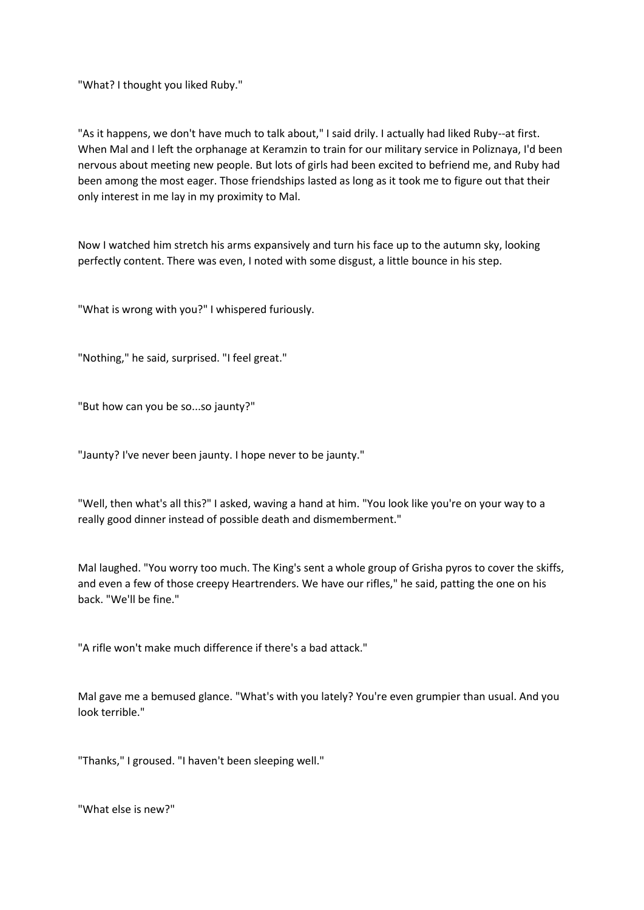"What? I thought you liked Ruby."

"As it happens, we don't have much to talk about," I said drily. I actually had liked Ruby--at first. When Mal and I left the orphanage at Keramzin to train for our military service in Poliznaya, I'd been nervous about meeting new people. But lots of girls had been excited to befriend me, and Ruby had been among the most eager. Those friendships lasted as long as it took me to figure out that their only interest in me lay in my proximity to Mal.

Now I watched him stretch his arms expansively and turn his face up to the autumn sky, looking perfectly content. There was even, I noted with some disgust, a little bounce in his step.

"What is wrong with you?" I whispered furiously.

"Nothing," he said, surprised. "I feel great."

"But how can you be so...so jaunty?"

"Jaunty? I've never been jaunty. I hope never to be jaunty."

"Well, then what's all this?" I asked, waving a hand at him. "You look like you're on your way to a really good dinner instead of possible death and dismemberment."

Mal laughed. "You worry too much. The King's sent a whole group of Grisha pyros to cover the skiffs, and even a few of those creepy Heartrenders. We have our rifles," he said, patting the one on his back. "We'll be fine."

"A rifle won't make much difference if there's a bad attack."

Mal gave me a bemused glance. "What's with you lately? You're even grumpier than usual. And you look terrible."

"Thanks," I groused. "I haven't been sleeping well."

"What else is new?"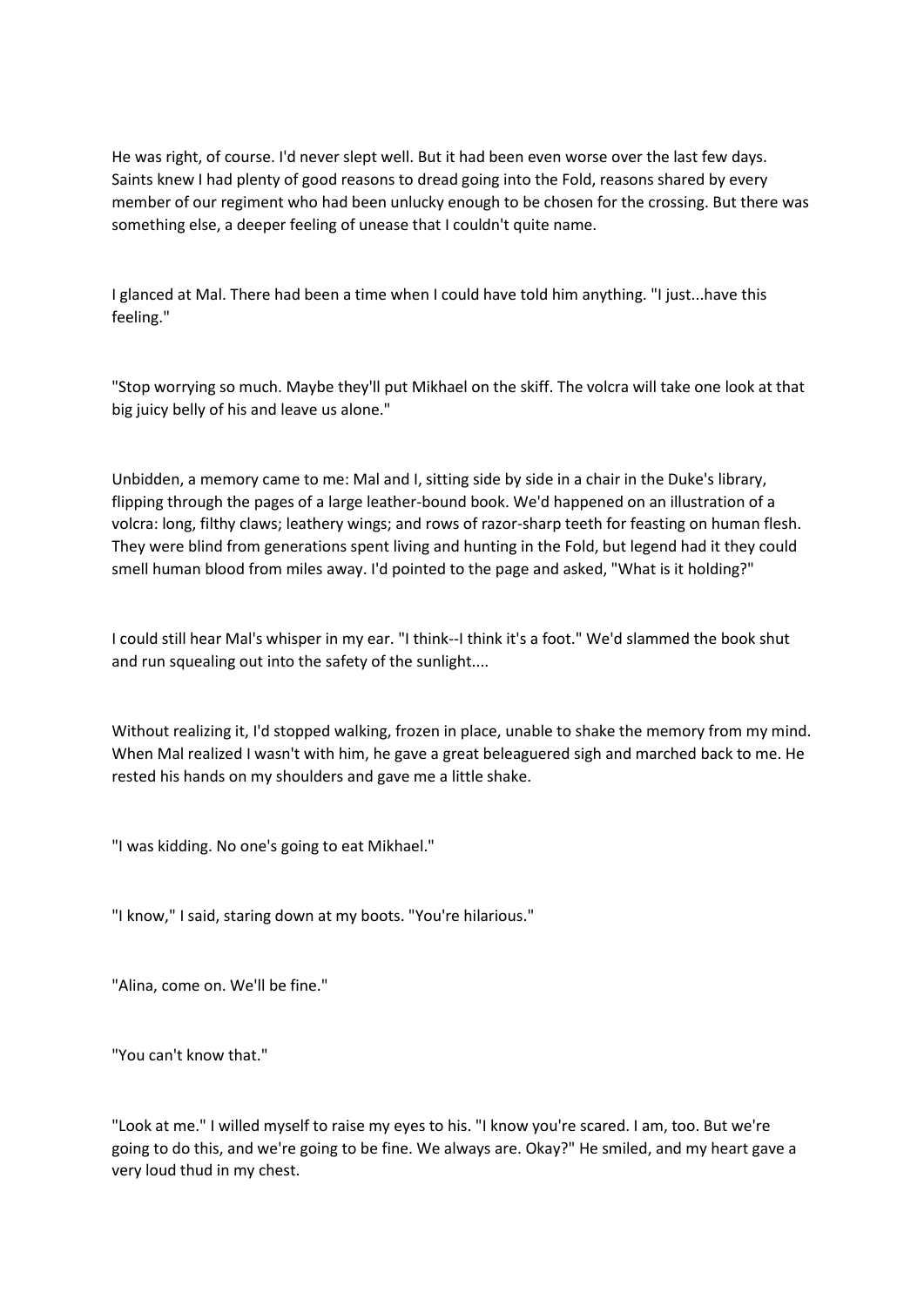He was right, of course. I'd never slept well. But it had been even worse over the last few days. Saints knew I had plenty of good reasons to dread going into the Fold, reasons shared by every member of our regiment who had been unlucky enough to be chosen for the crossing. But there was something else, a deeper feeling of unease that I couldn't quite name.

I glanced at Mal. There had been a time when I could have told him anything. "I just...have this feeling."

"Stop worrying so much. Maybe they'll put Mikhael on the skiff. The volcra will take one look at that big juicy belly of his and leave us alone."

Unbidden, a memory came to me: Mal and I, sitting side by side in a chair in the Duke's library, flipping through the pages of a large leather-bound book. We'd happened on an illustration of a volcra: long, filthy claws; leathery wings; and rows of razor-sharp teeth for feasting on human flesh. They were blind from generations spent living and hunting in the Fold, but legend had it they could smell human blood from miles away. I'd pointed to the page and asked, "What is it holding?"

I could still hear Mal's whisper in my ear. "I think--I think it's a foot." We'd slammed the book shut and run squealing out into the safety of the sunlight....

Without realizing it, I'd stopped walking, frozen in place, unable to shake the memory from my mind. When Mal realized I wasn't with him, he gave a great beleaguered sigh and marched back to me. He rested his hands on my shoulders and gave me a little shake.

"I was kidding. No one's going to eat Mikhael."

"I know," I said, staring down at my boots. "You're hilarious."

"Alina, come on. We'll be fine."

"You can't know that."

"Look at me." I willed myself to raise my eyes to his. "I know you're scared. I am, too. But we're going to do this, and we're going to be fine. We always are. Okay?" He smiled, and my heart gave a very loud thud in my chest.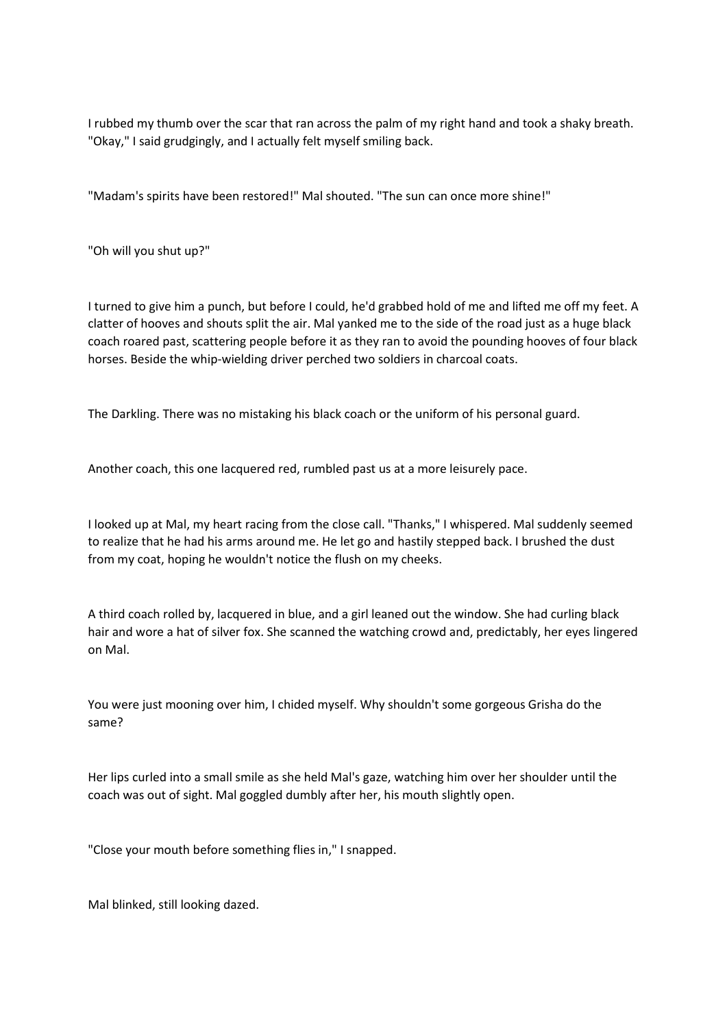I rubbed my thumb over the scar that ran across the palm of my right hand and took a shaky breath. "Okay," I said grudgingly, and I actually felt myself smiling back.

"Madam's spirits have been restored!" Mal shouted. "The sun can once more shine!"

"Oh will you shut up?"

I turned to give him a punch, but before I could, he'd grabbed hold of me and lifted me off my feet. A clatter of hooves and shouts split the air. Mal yanked me to the side of the road just as a huge black coach roared past, scattering people before it as they ran to avoid the pounding hooves of four black horses. Beside the whip-wielding driver perched two soldiers in charcoal coats.

The Darkling. There was no mistaking his black coach or the uniform of his personal guard.

Another coach, this one lacquered red, rumbled past us at a more leisurely pace.

I looked up at Mal, my heart racing from the close call. "Thanks," I whispered. Mal suddenly seemed to realize that he had his arms around me. He let go and hastily stepped back. I brushed the dust from my coat, hoping he wouldn't notice the flush on my cheeks.

A third coach rolled by, lacquered in blue, and a girl leaned out the window. She had curling black hair and wore a hat of silver fox. She scanned the watching crowd and, predictably, her eyes lingered on Mal.

You were just mooning over him, I chided myself. Why shouldn't some gorgeous Grisha do the same?

Her lips curled into a small smile as she held Mal's gaze, watching him over her shoulder until the coach was out of sight. Mal goggled dumbly after her, his mouth slightly open.

"Close your mouth before something flies in," I snapped.

Mal blinked, still looking dazed.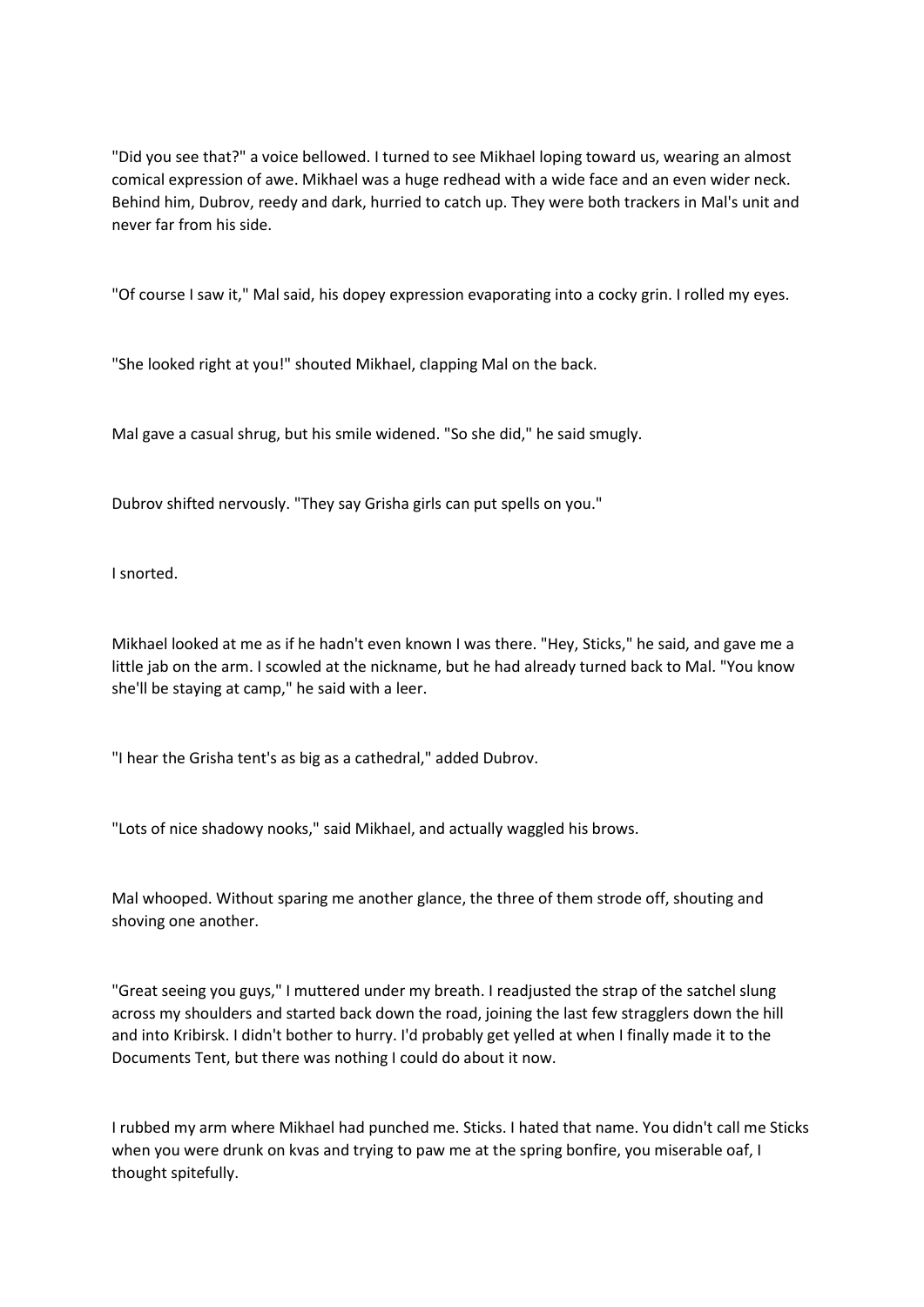"Did you see that?" a voice bellowed. I turned to see Mikhael loping toward us, wearing an almost comical expression of awe. Mikhael was a huge redhead with a wide face and an even wider neck. Behind him, Dubrov, reedy and dark, hurried to catch up. They were both trackers in Mal's unit and never far from his side.

"Of course I saw it," Mal said, his dopey expression evaporating into a cocky grin. I rolled my eyes.

"She looked right at you!" shouted Mikhael, clapping Mal on the back.

Mal gave a casual shrug, but his smile widened. "So she did," he said smugly.

Dubrov shifted nervously. "They say Grisha girls can put spells on you."

I snorted.

Mikhael looked at me as if he hadn't even known I was there. "Hey, Sticks," he said, and gave me a little jab on the arm. I scowled at the nickname, but he had already turned back to Mal. "You know she'll be staying at camp," he said with a leer.

"I hear the Grisha tent's as big as a cathedral," added Dubrov.

"Lots of nice shadowy nooks," said Mikhael, and actually waggled his brows.

Mal whooped. Without sparing me another glance, the three of them strode off, shouting and shoving one another.

"Great seeing you guys," I muttered under my breath. I readjusted the strap of the satchel slung across my shoulders and started back down the road, joining the last few stragglers down the hill and into Kribirsk. I didn't bother to hurry. I'd probably get yelled at when I finally made it to the Documents Tent, but there was nothing I could do about it now.

I rubbed my arm where Mikhael had punched me. Sticks. I hated that name. You didn't call me Sticks when you were drunk on kvas and trying to paw me at the spring bonfire, you miserable oaf, I thought spitefully.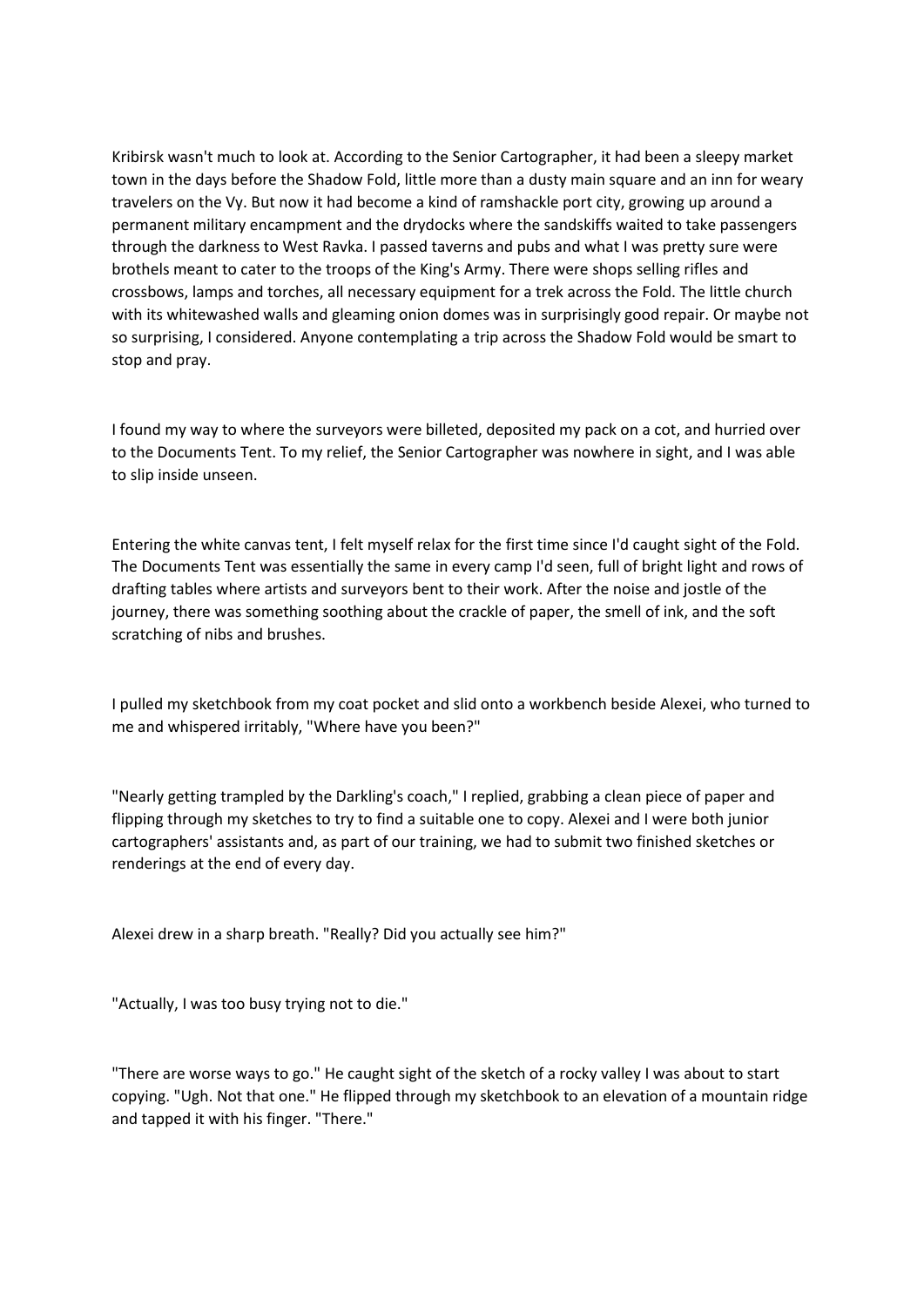Kribirsk wasn't much to look at. According to the Senior Cartographer, it had been a sleepy market town in the days before the Shadow Fold, little more than a dusty main square and an inn for weary travelers on the Vy. But now it had become a kind of ramshackle port city, growing up around a permanent military encampment and the drydocks where the sandskiffs waited to take passengers through the darkness to West Ravka. I passed taverns and pubs and what I was pretty sure were brothels meant to cater to the troops of the King's Army. There were shops selling rifles and crossbows, lamps and torches, all necessary equipment for a trek across the Fold. The little church with its whitewashed walls and gleaming onion domes was in surprisingly good repair. Or maybe not so surprising, I considered. Anyone contemplating a trip across the Shadow Fold would be smart to stop and pray.

I found my way to where the surveyors were billeted, deposited my pack on a cot, and hurried over to the Documents Tent. To my relief, the Senior Cartographer was nowhere in sight, and I was able to slip inside unseen.

Entering the white canvas tent, I felt myself relax for the first time since I'd caught sight of the Fold. The Documents Tent was essentially the same in every camp I'd seen, full of bright light and rows of drafting tables where artists and surveyors bent to their work. After the noise and jostle of the journey, there was something soothing about the crackle of paper, the smell of ink, and the soft scratching of nibs and brushes.

I pulled my sketchbook from my coat pocket and slid onto a workbench beside Alexei, who turned to me and whispered irritably, "Where have you been?"

"Nearly getting trampled by the Darkling's coach," I replied, grabbing a clean piece of paper and flipping through my sketches to try to find a suitable one to copy. Alexei and I were both junior cartographers' assistants and, as part of our training, we had to submit two finished sketches or renderings at the end of every day.

Alexei drew in a sharp breath. "Really? Did you actually see him?"

"Actually, I was too busy trying not to die."

"There are worse ways to go." He caught sight of the sketch of a rocky valley I was about to start copying. "Ugh. Not that one." He flipped through my sketchbook to an elevation of a mountain ridge and tapped it with his finger. "There."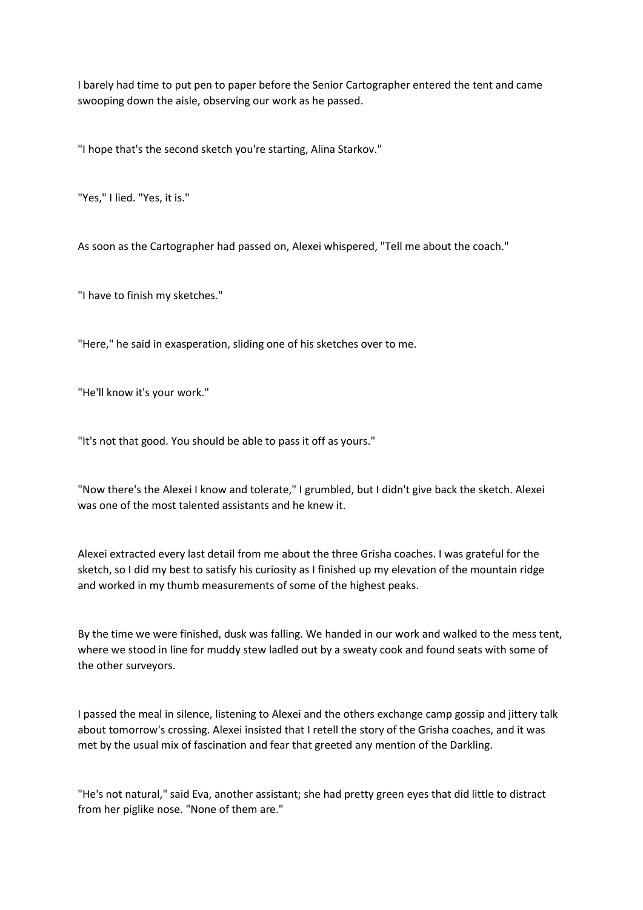I barely had time to put pen to paper before the Senior Cartographer entered the tent and came swooping down the aisle, observing our work as he passed.

"I hope that's the second sketch you're starting, Alina Starkov."

"Yes," I lied. "Yes, it is."

As soon as the Cartographer had passed on, Alexei whispered, "Tell me about the coach."

"I have to finish my sketches."

"Here," he said in exasperation, sliding one of his sketches over to me.

"He'll know it's your work."

"It's not that good. You should be able to pass it off as yours."

"Now there's the Alexei I know and tolerate," I grumbled, but I didn't give back the sketch. Alexei was one of the most talented assistants and he knew it.

Alexei extracted every last detail from me about the three Grisha coaches. I was grateful for the sketch, so I did my best to satisfy his curiosity as I finished up my elevation of the mountain ridge and worked in my thumb measurements of some of the highest peaks.

By the time we were finished, dusk was falling. We handed in our work and walked to the mess tent, where we stood in line for muddy stew ladled out by a sweaty cook and found seats with some of the other surveyors.

I passed the meal in silence, listening to Alexei and the others exchange camp gossip and jittery talk about tomorrow's crossing. Alexei insisted that I retell the story of the Grisha coaches, and it was met by the usual mix of fascination and fear that greeted any mention of the Darkling.

"He's not natural," said Eva, another assistant; she had pretty green eyes that did little to distract from her piglike nose. "None of them are."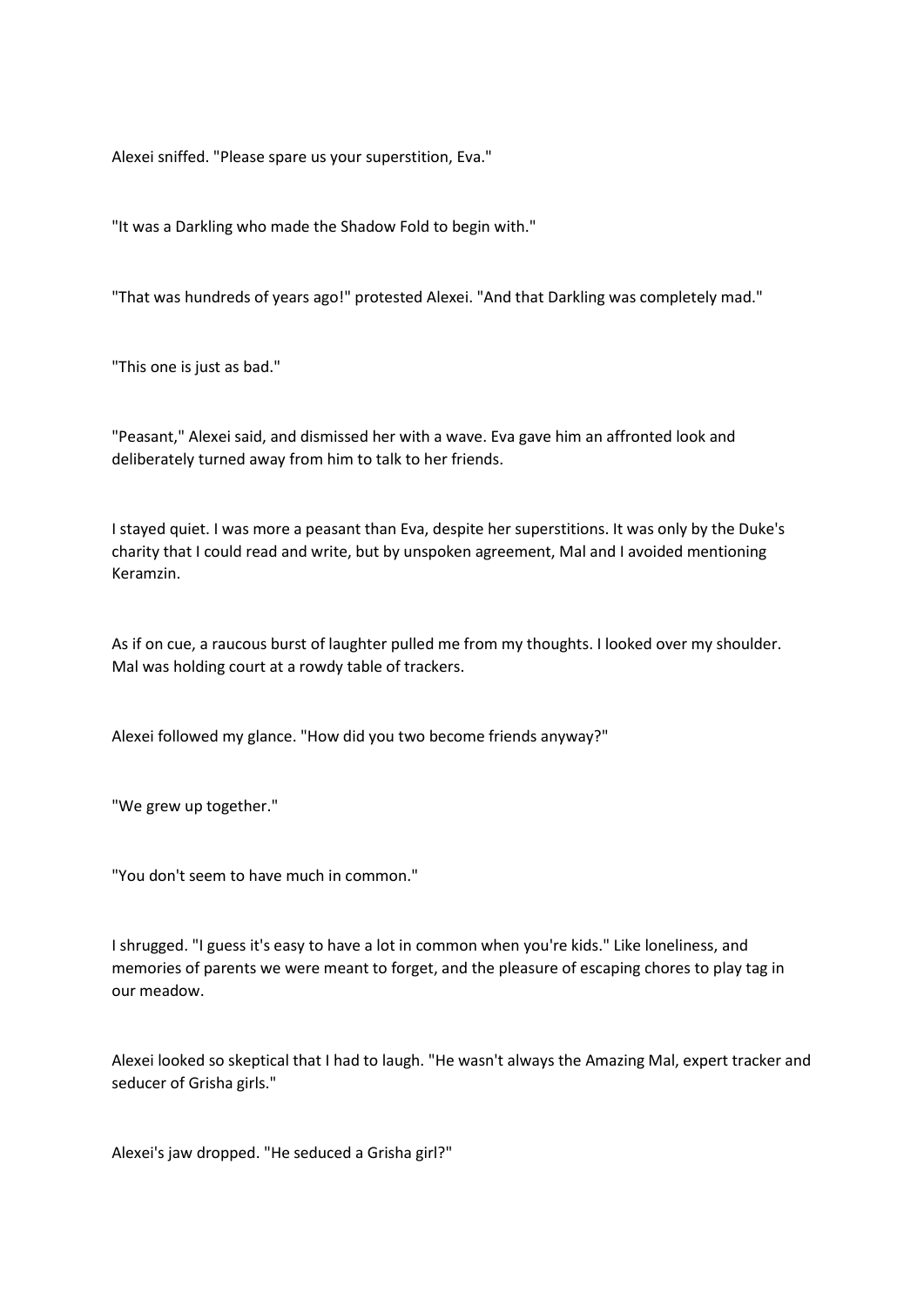Alexei sniffed. "Please spare us your superstition, Eva."

"It was a Darkling who made the Shadow Fold to begin with."

"That was hundreds of years ago!" protested Alexei. "And that Darkling was completely mad."

"This one is just as bad."

"Peasant," Alexei said, and dismissed her with a wave. Eva gave him an affronted look and deliberately turned away from him to talk to her friends.

I stayed quiet. I was more a peasant than Eva, despite her superstitions. It was only by the Duke's charity that I could read and write, but by unspoken agreement, Mal and I avoided mentioning Keramzin.

As if on cue, a raucous burst of laughter pulled me from my thoughts. I looked over my shoulder. Mal was holding court at a rowdy table of trackers.

Alexei followed my glance. "How did you two become friends anyway?"

"We grew up together."

"You don't seem to have much in common."

I shrugged. "I guess it's easy to have a lot in common when you're kids." Like loneliness, and memories of parents we were meant to forget, and the pleasure of escaping chores to play tag in our meadow.

Alexei looked so skeptical that I had to laugh. "He wasn't always the Amazing Mal, expert tracker and seducer of Grisha girls."

Alexei's jaw dropped. "He seduced a Grisha girl?"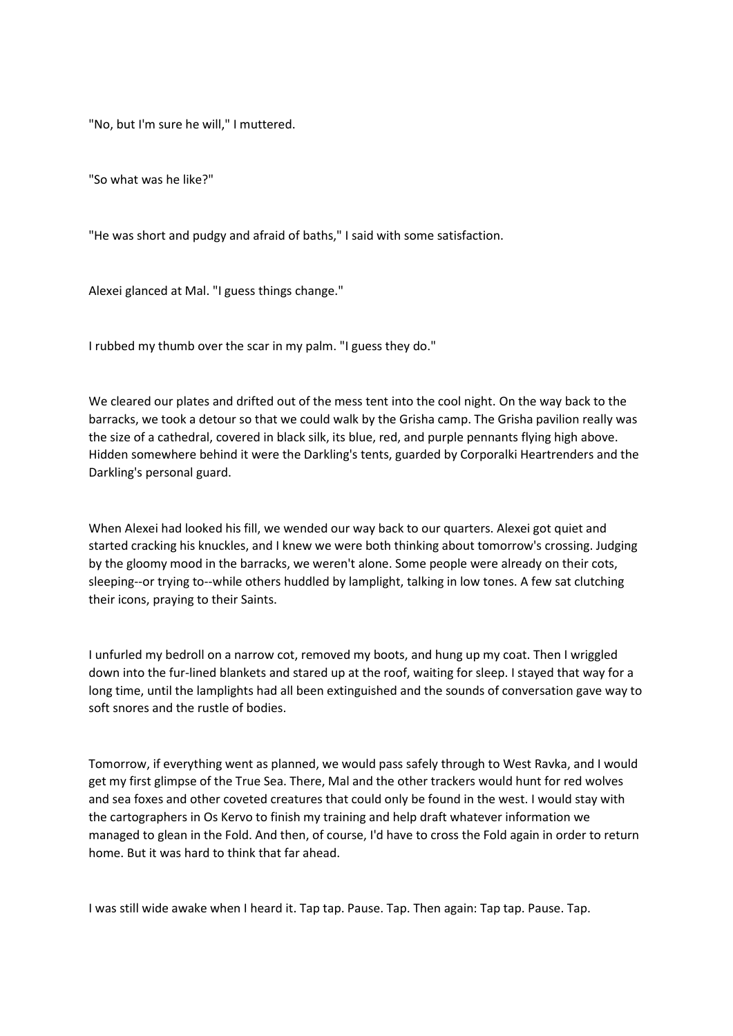"No, but I'm sure he will," I muttered.

"So what was he like?"

"He was short and pudgy and afraid of baths," I said with some satisfaction.

Alexei glanced at Mal. "I guess things change."

I rubbed my thumb over the scar in my palm. "I guess they do."

We cleared our plates and drifted out of the mess tent into the cool night. On the way back to the barracks, we took a detour so that we could walk by the Grisha camp. The Grisha pavilion really was the size of a cathedral, covered in black silk, its blue, red, and purple pennants flying high above. Hidden somewhere behind it were the Darkling's tents, guarded by Corporalki Heartrenders and the Darkling's personal guard.

When Alexei had looked his fill, we wended our way back to our quarters. Alexei got quiet and started cracking his knuckles, and I knew we were both thinking about tomorrow's crossing. Judging by the gloomy mood in the barracks, we weren't alone. Some people were already on their cots, sleeping--or trying to--while others huddled by lamplight, talking in low tones. A few sat clutching their icons, praying to their Saints.

I unfurled my bedroll on a narrow cot, removed my boots, and hung up my coat. Then I wriggled down into the fur-lined blankets and stared up at the roof, waiting for sleep. I stayed that way for a long time, until the lamplights had all been extinguished and the sounds of conversation gave way to soft snores and the rustle of bodies.

Tomorrow, if everything went as planned, we would pass safely through to West Ravka, and I would get my first glimpse of the True Sea. There, Mal and the other trackers would hunt for red wolves and sea foxes and other coveted creatures that could only be found in the west. I would stay with the cartographers in Os Kervo to finish my training and help draft whatever information we managed to glean in the Fold. And then, of course, I'd have to cross the Fold again in order to return home. But it was hard to think that far ahead.

I was still wide awake when I heard it. Tap tap. Pause. Tap. Then again: Tap tap. Pause. Tap.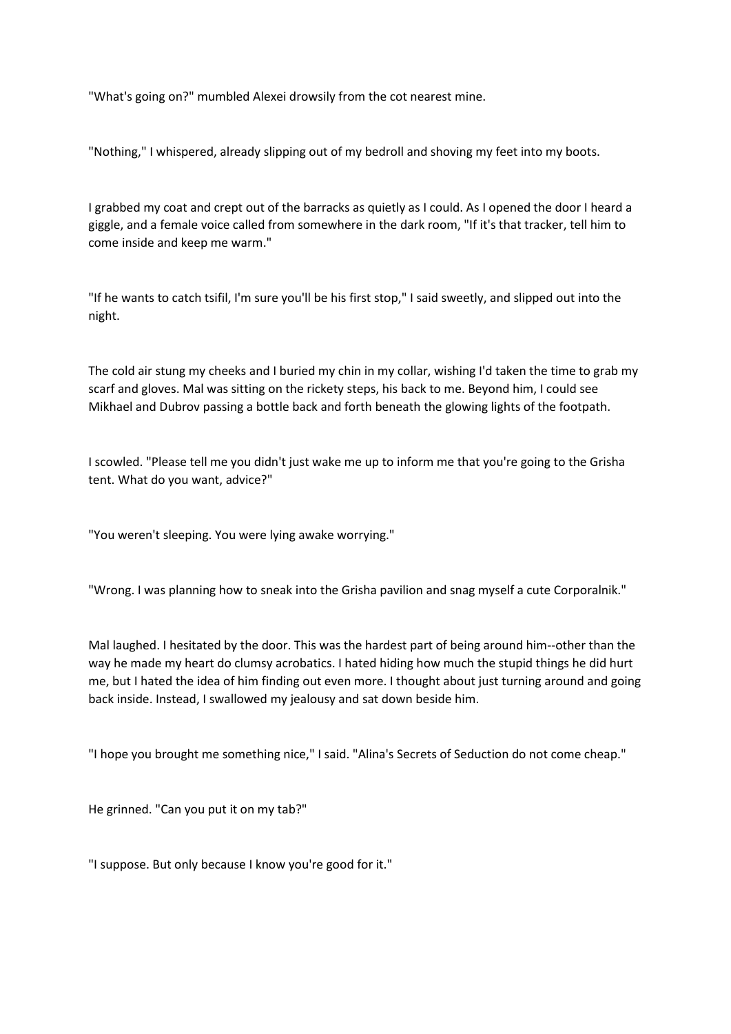"What's going on?" mumbled Alexei drowsily from the cot nearest mine.

"Nothing," I whispered, already slipping out of my bedroll and shoving my feet into my boots.

I grabbed my coat and crept out of the barracks as quietly as I could. As I opened the door I heard a giggle, and a female voice called from somewhere in the dark room, "If it's that tracker, tell him to come inside and keep me warm."

"If he wants to catch tsifil, I'm sure you'll be his first stop," I said sweetly, and slipped out into the night.

The cold air stung my cheeks and I buried my chin in my collar, wishing I'd taken the time to grab my scarf and gloves. Mal was sitting on the rickety steps, his back to me. Beyond him, I could see Mikhael and Dubrov passing a bottle back and forth beneath the glowing lights of the footpath.

I scowled. "Please tell me you didn't just wake me up to inform me that you're going to the Grisha tent. What do you want, advice?"

"You weren't sleeping. You were lying awake worrying."

"Wrong. I was planning how to sneak into the Grisha pavilion and snag myself a cute Corporalnik."

Mal laughed. I hesitated by the door. This was the hardest part of being around him--other than the way he made my heart do clumsy acrobatics. I hated hiding how much the stupid things he did hurt me, but I hated the idea of him finding out even more. I thought about just turning around and going back inside. Instead, I swallowed my jealousy and sat down beside him.

"I hope you brought me something nice," I said. "Alina's Secrets of Seduction do not come cheap."

He grinned. "Can you put it on my tab?"

"I suppose. But only because I know you're good for it."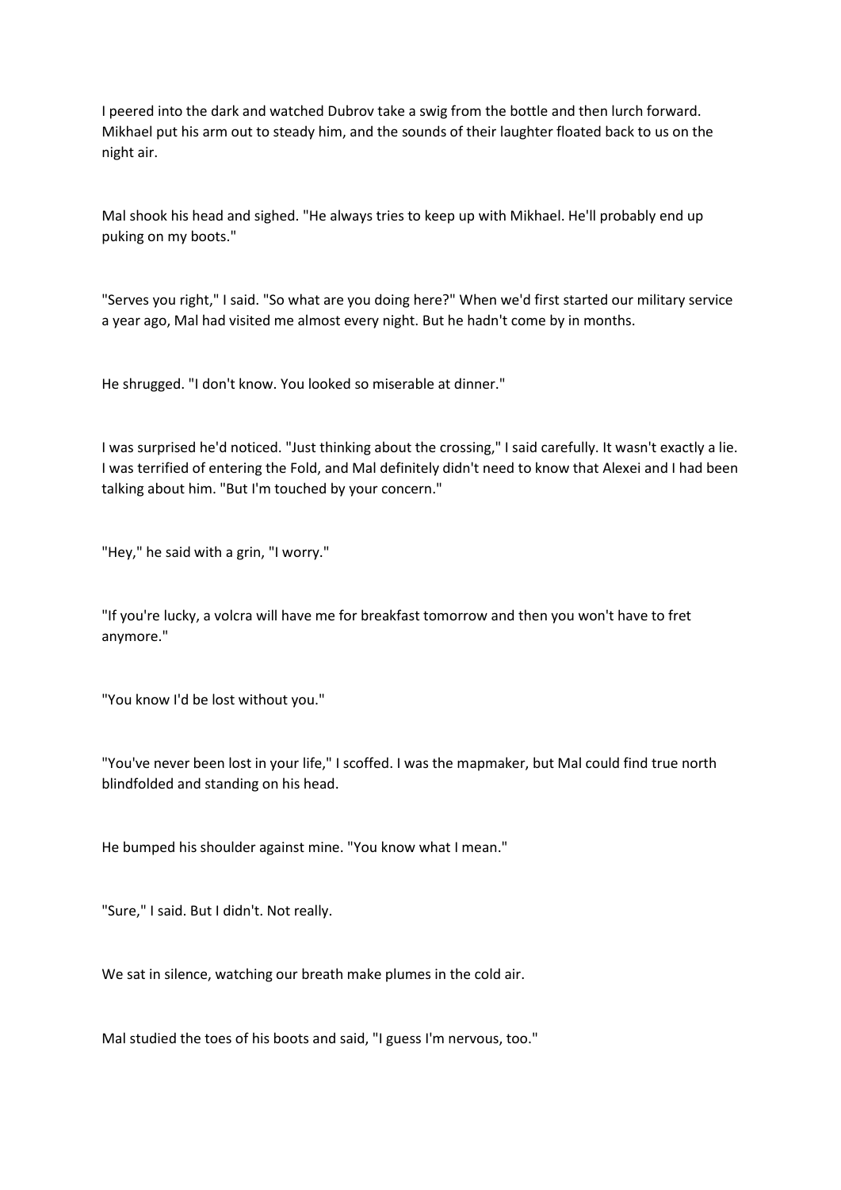I peered into the dark and watched Dubrov take a swig from the bottle and then lurch forward. Mikhael put his arm out to steady him, and the sounds of their laughter floated back to us on the night air.

Mal shook his head and sighed. "He always tries to keep up with Mikhael. He'll probably end up puking on my boots."

"Serves you right," I said. "So what are you doing here?" When we'd first started our military service a year ago, Mal had visited me almost every night. But he hadn't come by in months.

He shrugged. "I don't know. You looked so miserable at dinner."

I was surprised he'd noticed. "Just thinking about the crossing," I said carefully. It wasn't exactly a lie. I was terrified of entering the Fold, and Mal definitely didn't need to know that Alexei and I had been talking about him. "But I'm touched by your concern."

"Hey," he said with a grin, "I worry."

"If you're lucky, a volcra will have me for breakfast tomorrow and then you won't have to fret anymore."

"You know I'd be lost without you."

"You've never been lost in your life," I scoffed. I was the mapmaker, but Mal could find true north blindfolded and standing on his head.

He bumped his shoulder against mine. "You know what I mean."

"Sure," I said. But I didn't. Not really.

We sat in silence, watching our breath make plumes in the cold air.

Mal studied the toes of his boots and said, "I guess I'm nervous, too."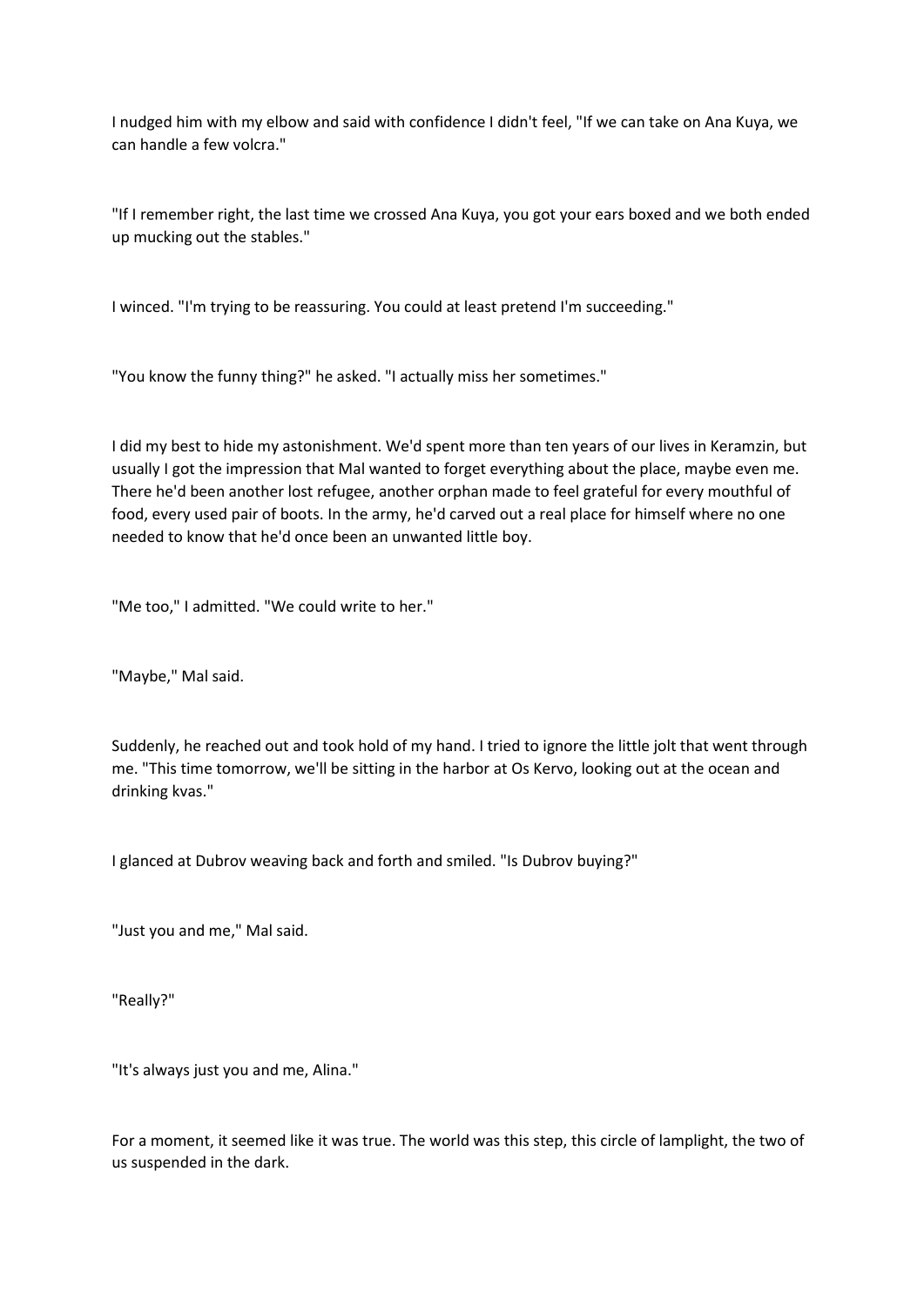I nudged him with my elbow and said with confidence I didn't feel, "If we can take on Ana Kuya, we can handle a few volcra."

"If I remember right, the last time we crossed Ana Kuya, you got your ears boxed and we both ended up mucking out the stables."

I winced. "I'm trying to be reassuring. You could at least pretend I'm succeeding."

"You know the funny thing?" he asked. "I actually miss her sometimes."

I did my best to hide my astonishment. We'd spent more than ten years of our lives in Keramzin, but usually I got the impression that Mal wanted to forget everything about the place, maybe even me. There he'd been another lost refugee, another orphan made to feel grateful for every mouthful of food, every used pair of boots. In the army, he'd carved out a real place for himself where no one needed to know that he'd once been an unwanted little boy.

"Me too," I admitted. "We could write to her."

"Maybe," Mal said.

Suddenly, he reached out and took hold of my hand. I tried to ignore the little jolt that went through me. "This time tomorrow, we'll be sitting in the harbor at Os Kervo, looking out at the ocean and drinking kvas."

I glanced at Dubrov weaving back and forth and smiled. "Is Dubrov buying?"

"Just you and me," Mal said.

"Really?"

"It's always just you and me, Alina."

For a moment, it seemed like it was true. The world was this step, this circle of lamplight, the two of us suspended in the dark.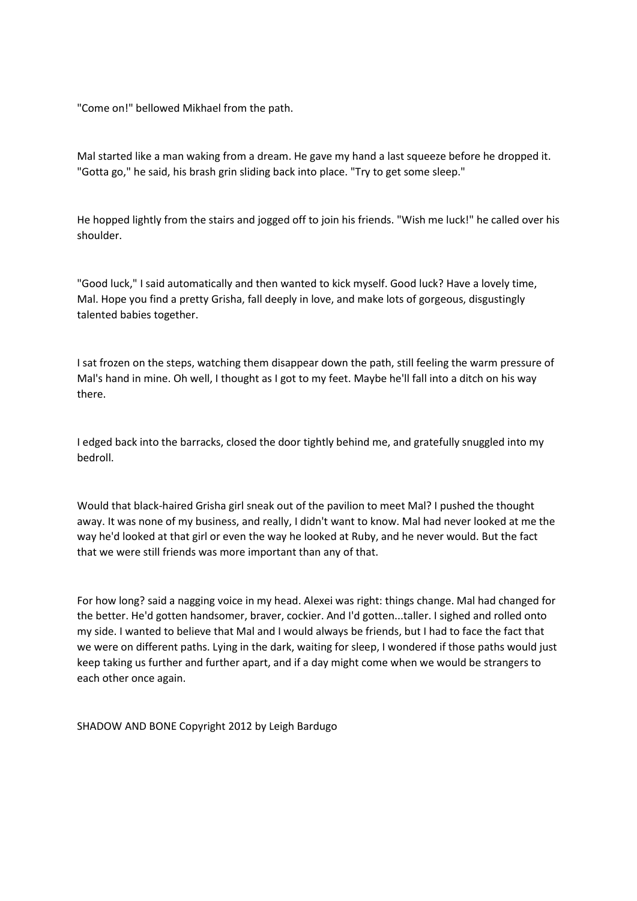"Come on!" bellowed Mikhael from the path.

Mal started like a man waking from a dream. He gave my hand a last squeeze before he dropped it. "Gotta go," he said, his brash grin sliding back into place. "Try to get some sleep."

He hopped lightly from the stairs and jogged off to join his friends. "Wish me luck!" he called over his shoulder.

"Good luck," I said automatically and then wanted to kick myself. Good luck? Have a lovely time, Mal. Hope you find a pretty Grisha, fall deeply in love, and make lots of gorgeous, disgustingly talented babies together.

I sat frozen on the steps, watching them disappear down the path, still feeling the warm pressure of Mal's hand in mine. Oh well, I thought as I got to my feet. Maybe he'll fall into a ditch on his way there.

I edged back into the barracks, closed the door tightly behind me, and gratefully snuggled into my bedroll.

Would that black-haired Grisha girl sneak out of the pavilion to meet Mal? I pushed the thought away. It was none of my business, and really, I didn't want to know. Mal had never looked at me the way he'd looked at that girl or even the way he looked at Ruby, and he never would. But the fact that we were still friends was more important than any of that.

For how long? said a nagging voice in my head. Alexei was right: things change. Mal had changed for the better. He'd gotten handsomer, braver, cockier. And I'd gotten...taller. I sighed and rolled onto my side. I wanted to believe that Mal and I would always be friends, but I had to face the fact that we were on different paths. Lying in the dark, waiting for sleep, I wondered if those paths would just keep taking us further and further apart, and if a day might come when we would be strangers to each other once again.

SHADOW AND BONE Copyright 2012 by Leigh Bardugo